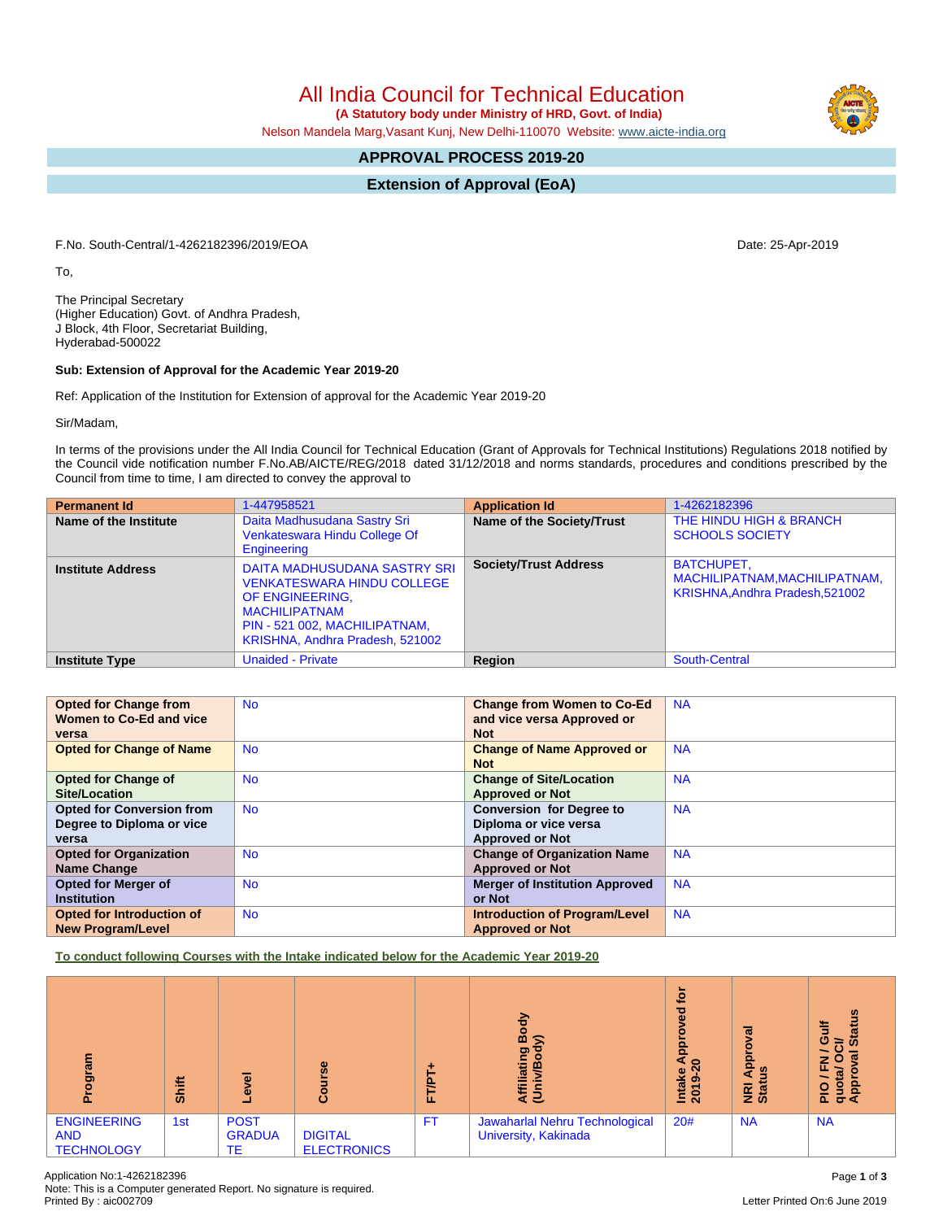# All India Council for Technical Education

**(A Statutory body under Ministry of HRD, Govt. of India)**

Nelson Mandela Marg,Vasant Kunj, New Delhi-110070 Website: www.aicte-india.org

## APPROVAL PROCESS 2019-20

## Extension of Approval (EoA)

F.No. South-Central/1-4262182396/2019/EOA    Date: 25-Apr-2019

To,

The Principal Secretary
(Higher Education) Govt. of Andhra Pradesh,
J Block, 4th Floor, Secretariat Building,
Hyderabad-500022

**Sub: Extension of Approval for the Academic Year 2019-20**

Ref: Application of the Institution for Extension of approval for the Academic Year 2019-20

Sir/Madam,

In terms of the provisions under the All India Council for Technical Education (Grant of Approvals for Technical Institutions) Regulations 2018 notified by the Council vide notification number F.No.AB/AICTE/REG/2018 dated 31/12/2018 and norms standards, procedures and conditions prescribed by the Council from time to time, I am directed to convey the approval to

| **Permanent Id** | 1-447958521 | **Application Id** | 1-4262182396 |
|---|---|---|---|
| **Name of the Institute** | Daita Madhusudana Sastry Sri Venkateswara Hindu College Of Engineering | **Name of the Society/Trust** | THE HINDU HIGH & BRANCH SCHOOLS SOCIETY |
| **Institute Address** | DAITA MADHUSUDANA SASTRY SRI VENKATESWARA HINDU COLLEGE OF ENGINEERING, MACHILIPATNAM PIN - 521 002, MACHILIPATNAM, KRISHNA, Andhra Pradesh, 521002 | **Society/Trust Address** | BATCHUPET, MACHILIPATNAM,MACHILIPATNAM, KRISHNA,Andhra Pradesh,521002 |
| **Institute Type** | Unaided - Private | **Region** | South-Central |

| **Opted for Change from Women to Co-Ed and vice versa** | No | **Change from Women to Co-Ed and vice versa Approved or Not** | NA |
|---|---|---|---|
| **Opted for Change of Name** | No | **Change of Name Approved or Not** | NA |
| **Opted for Change of Site/Location** | No | **Change of Site/Location Approved or Not** | NA |
| **Opted for Conversion from Degree to Diploma or vice versa** | No | **Conversion for Degree to Diploma or vice versa Approved or Not** | NA |
| **Opted for Organization Name Change** | No | **Change of Organization Name Approved or Not** | NA |
| **Opted for Merger of Institution** | No | **Merger of Institution Approved or Not** | NA |
| **Opted for Introduction of New Program/Level** | No | **Introduction of Program/Level Approved or Not** | NA |

**To conduct following Courses with the Intake indicated below for the Academic Year 2019-20**

| Program | Shift | Level | Course | FT/PT+ | Affiliating Body (Univ/Body) | Intake Approved for 2019-20 | NRI Approval Status | PIO / FN / Gulf quota/ OCI/ Approval Status |
|---|---|---|---|---|---|---|---|---|
| ENGINEERING AND TECHNOLOGY | 1st | POST GRADUATE | DIGITAL ELECTRONICS | FT | Jawaharlal Nehru Technological University, Kakinada | 20# | NA | NA |

Application No:1-4262182396
Note: This is a Computer generated Report. No signature is required.
Printed By : aic002709    Letter Printed On:6 June 2019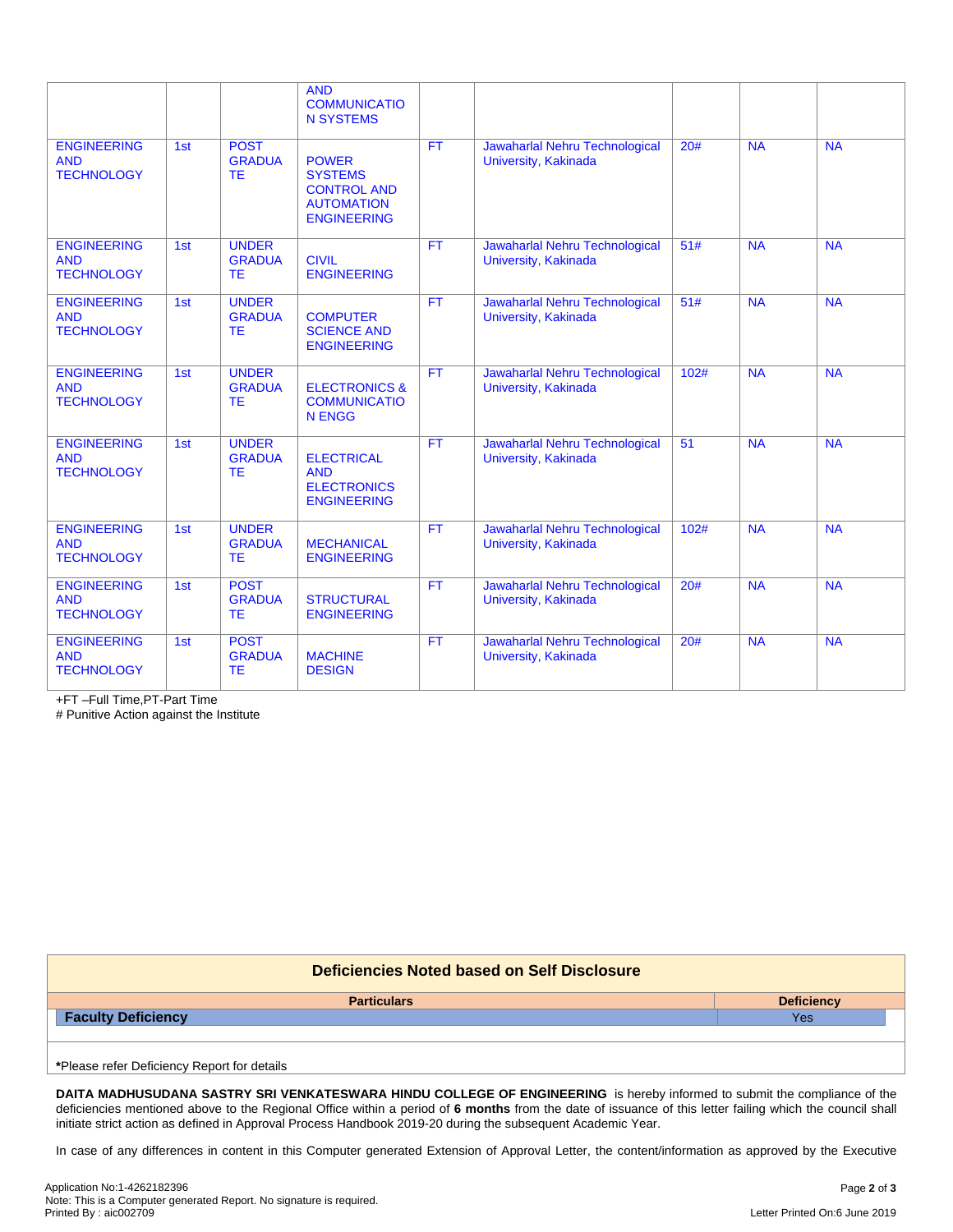| | | | AND COMMUNICATION SYSTEMS | | | | | |
|---|---|---|---|---|---|---|---|---|
| ENGINEERING AND TECHNOLOGY | 1st | POST GRADUATE | POWER SYSTEMS CONTROL AND AUTOMATION ENGINEERING | FT | Jawaharlal Nehru Technological University, Kakinada | 20# | NA | NA |
| ENGINEERING AND TECHNOLOGY | 1st | UNDER GRADUATE | CIVIL ENGINEERING | FT | Jawaharlal Nehru Technological University, Kakinada | 51# | NA | NA |
| ENGINEERING AND TECHNOLOGY | 1st | UNDER GRADUATE | COMPUTER SCIENCE AND ENGINEERING | FT | Jawaharlal Nehru Technological University, Kakinada | 51# | NA | NA |
| ENGINEERING AND TECHNOLOGY | 1st | UNDER GRADUATE | ELECTRONICS & COMMUNICATION ENGG | FT | Jawaharlal Nehru Technological University, Kakinada | 102# | NA | NA |
| ENGINEERING AND TECHNOLOGY | 1st | UNDER GRADUATE | ELECTRICAL AND ELECTRONICS ENGINEERING | FT | Jawaharlal Nehru Technological University, Kakinada | 51 | NA | NA |
| ENGINEERING AND TECHNOLOGY | 1st | UNDER GRADUATE | MECHANICAL ENGINEERING | FT | Jawaharlal Nehru Technological University, Kakinada | 102# | NA | NA |
| ENGINEERING AND TECHNOLOGY | 1st | POST GRADUATE | STRUCTURAL ENGINEERING | FT | Jawaharlal Nehru Technological University, Kakinada | 20# | NA | NA |
| ENGINEERING AND TECHNOLOGY | 1st | POST GRADUATE | MACHINE DESIGN | FT | Jawaharlal Nehru Technological University, Kakinada | 20# | NA | NA |

+FT –Full Time,PT-Part Time
# Punitive Action against the Institute

**Deficiencies Noted based on Self Disclosure**

| Particulars | Deficiency |
|---|---|
| **Faculty Deficiency** | Yes |

***Please refer Deficiency Report for details**

**DAITA MADHUSUDANA SASTRY SRI VENKATESWARA HINDU COLLEGE OF ENGINEERING** is hereby informed to submit the compliance of the deficiencies mentioned above to the Regional Office within a period of **6 months** from the date of issuance of this letter failing which the council shall initiate strict action as defined in Approval Process Handbook 2019-20 during the subsequent Academic Year.

In case of any differences in content in this Computer generated Extension of Approval Letter, the content/information as approved by the Executive

Application No:1-4262182396
Note: This is a Computer generated Report. No signature is required.
Printed By : aic002709

Letter Printed On:6 June 2019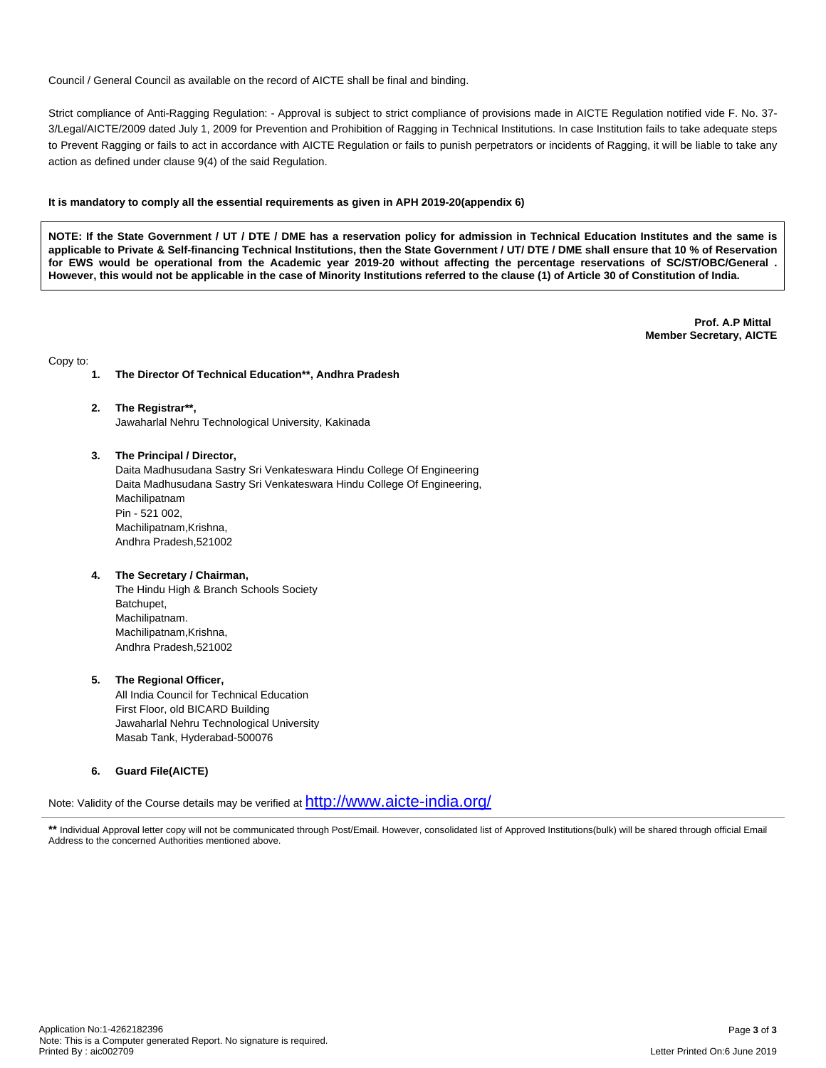Council / General Council as available on the record of AICTE shall be final and binding.

Strict compliance of Anti-Ragging Regulation: - Approval is subject to strict compliance of provisions made in AICTE Regulation notified vide F. No. 37-3/Legal/AICTE/2009 dated July 1, 2009 for Prevention and Prohibition of Ragging in Technical Institutions. In case Institution fails to take adequate steps to Prevent Ragging or fails to act in accordance with AICTE Regulation or fails to punish perpetrators or incidents of Ragging, it will be liable to take any action as defined under clause 9(4) of the said Regulation.

**It is mandatory to comply all the essential requirements as given in APH 2019-20(appendix 6)**

**NOTE: If the State Government / UT / DTE / DME has a reservation policy for admission in Technical Education Institutes and the same is applicable to Private & Self-financing Technical Institutions, then the State Government / UT/ DTE / DME shall ensure that 10 % of Reservation for EWS would be operational from the Academic year 2019-20 without affecting the percentage reservations of SC/ST/OBC/General . However, this would not be applicable in the case of Minority Institutions referred to the clause (1) of Article 30 of Constitution of India.**

**Prof. A.P Mittal**
**Member Secretary, AICTE**

Copy to:

1. **The Director Of Technical Education\*\*, Andhra Pradesh**

2. **The Registrar\*\*,**
   Jawaharlal Nehru Technological University, Kakinada

3. **The Principal / Director,**
   Daita Madhusudana Sastry Sri Venkateswara Hindu College Of Engineering
   Daita Madhusudana Sastry Sri Venkateswara Hindu College Of Engineering,
   Machilipatnam
   Pin - 521 002,
   Machilipatnam,Krishna,
   Andhra Pradesh,521002

4. **The Secretary / Chairman,**
   The Hindu High & Branch Schools Society
   Batchupet,
   Machilipatnam.
   Machilipatnam,Krishna,
   Andhra Pradesh,521002

5. **The Regional Officer,**
   All India Council for Technical Education
   First Floor, old BICARD Building
   Jawaharlal Nehru Technological University
   Masab Tank, Hyderabad-500076

6. **Guard File(AICTE)**

Note: Validity of the Course details may be verified at http://www.aicte-india.org/

**\*\*** Individual Approval letter copy will not be communicated through Post/Email. However, consolidated list of Approved Institutions(bulk) will be shared through official Email Address to the concerned Authorities mentioned above.

Application No:1-4262182396
Note: This is a Computer generated Report. No signature is required.
Printed By : aic002709

Letter Printed On:6 June 2019